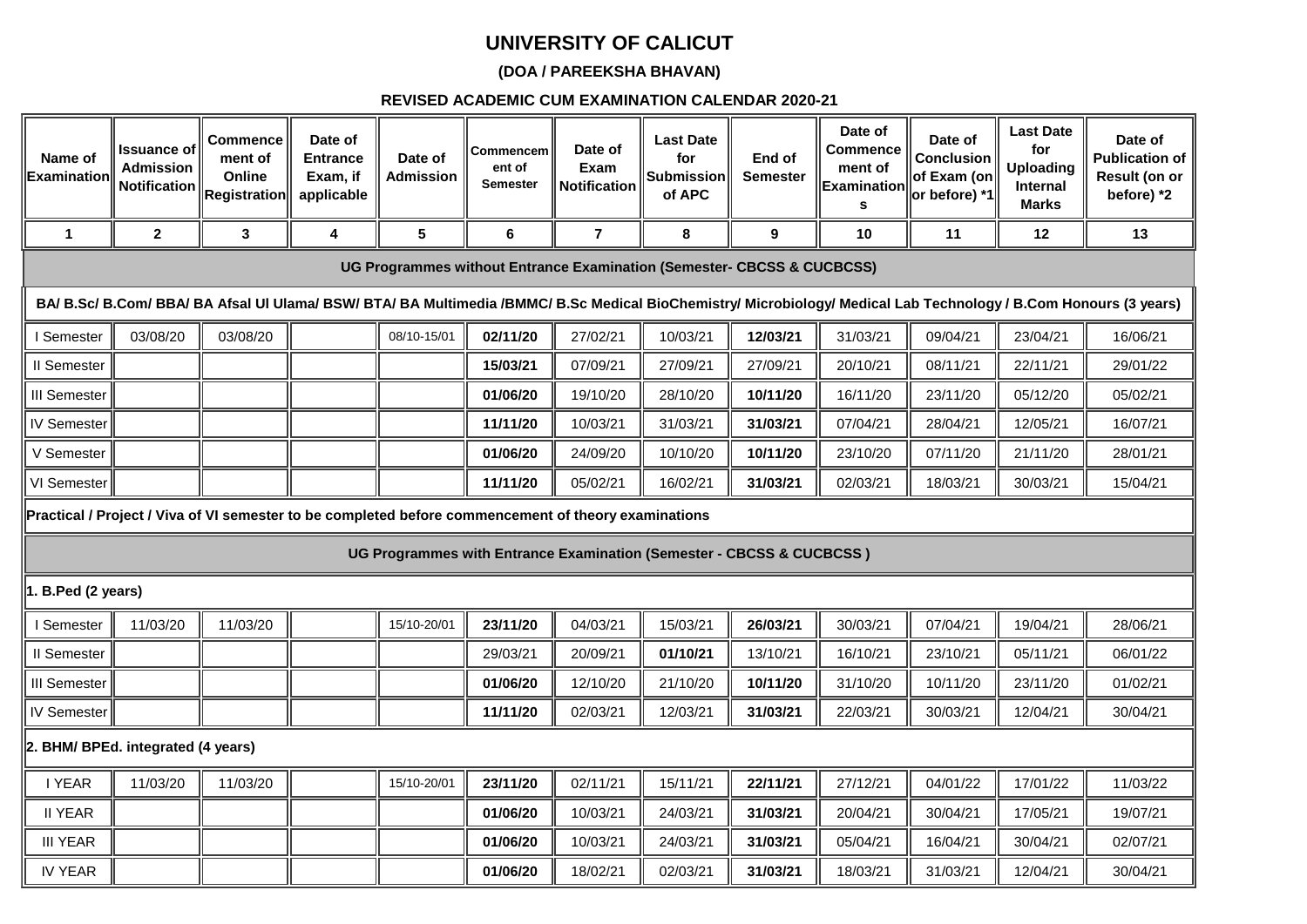# UNIVERSITY OF CALICUT

## (DOA / PAREEKSHA BHAVAN)

### REVISED ACADEMIC CUM EXAMINATION CALENDAR 2020-21

| Name of Examination | Issuance of Admission Notification | Commencement of Online Registration | Date of Entrance Exam, if applicable | Date of Admission | Commencement of Semester | Date of Exam Notification | Last Date for Submission of APC | End of Semester | Date of Commencement of Examinations | Date of Conclusion of Exam (on or before) *1 | Last Date for Uploading Internal Marks | Date of Publication of Result (on or before) *2 |
|---|---|---|---|---|---|---|---|---|---|---|---|---|
| 1 | 2 | 3 | 4 | 5 | 6 | 7 | 8 | 9 | 10 | 11 | 12 | 13 |
| **UG Programmes without Entrance Examination (Semester- CBCSS & CUCBCSS)** | | | | | | | | | | | | |
| **BA/ B.Sc/ B.Com/ BBA/ BA Afsal Ul Ulama/ BSW/ BTA/ BA Multimedia /BMMC/ B.Sc Medical BioChemistry/ Microbiology/ Medical Lab Technology / B.Com Honours (3 years)** | | | | | | | | | | | | |
| I Semester | 03/08/20 | 03/08/20 | | 08/10-15/01 | **02/11/20** | 27/02/21 | 10/03/21 | **12/03/21** | 31/03/21 | 09/04/21 | 23/04/21 | 16/06/21 |
| II Semester | | | | | **15/03/21** | 07/09/21 | 27/09/21 | 27/09/21 | 20/10/21 | 08/11/21 | 22/11/21 | 29/01/22 |
| III Semester | | | | | **01/06/20** | 19/10/20 | 28/10/20 | **10/11/20** | 16/11/20 | 23/11/20 | 05/12/20 | 05/02/21 |
| IV Semester | | | | | **11/11/20** | 10/03/21 | 31/03/21 | **31/03/21** | 07/04/21 | 28/04/21 | 12/05/21 | 16/07/21 |
| V Semester | | | | | **01/06/20** | 24/09/20 | 10/10/20 | **10/11/20** | 23/10/20 | 07/11/20 | 21/11/20 | 28/01/21 |
| VI Semester | | | | | **11/11/20** | 05/02/21 | 16/02/21 | **31/03/21** | 02/03/21 | 18/03/21 | 30/03/21 | 15/04/21 |
| **Practical / Project / Viva of VI semester to be completed before commencement of theory examinations** | | | | | | | | | | | | |
| **UG Programmes with Entrance Examination (Semester - CBCSS & CUCBCSS )** | | | | | | | | | | | | |
| **1. B.Ped (2 years)** | | | | | | | | | | | | |
| I Semester | 11/03/20 | 11/03/20 | | 15/10-20/01 | **23/11/20** | 04/03/21 | 15/03/21 | **26/03/21** | 30/03/21 | 07/04/21 | 19/04/21 | 28/06/21 |
| II Semester | | | | | 29/03/21 | 20/09/21 | **01/10/21** | 13/10/21 | 16/10/21 | 23/10/21 | 05/11/21 | 06/01/22 |
| III Semester | | | | | **01/06/20** | 12/10/20 | 21/10/20 | **10/11/20** | 31/10/20 | 10/11/20 | 23/11/20 | 01/02/21 |
| IV Semester | | | | | **11/11/20** | 02/03/21 | 12/03/21 | **31/03/21** | 22/03/21 | 30/03/21 | 12/04/21 | 30/04/21 |
| **2. BHM/ BPEd. integrated (4 years)** | | | | | | | | | | | | |
| I YEAR | 11/03/20 | 11/03/20 | | 15/10-20/01 | **23/11/20** | 02/11/21 | 15/11/21 | **22/11/21** | 27/12/21 | 04/01/22 | 17/01/22 | 11/03/22 |
| II YEAR | | | | | **01/06/20** | 10/03/21 | 24/03/21 | **31/03/21** | 20/04/21 | 30/04/21 | 17/05/21 | 19/07/21 |
| III YEAR | | | | | **01/06/20** | 10/03/21 | 24/03/21 | **31/03/21** | 05/04/21 | 16/04/21 | 30/04/21 | 02/07/21 |
| IV YEAR | | | | | **01/06/20** | 18/02/21 | 02/03/21 | **31/03/21** | 18/03/21 | 31/03/21 | 12/04/21 | 30/04/21 |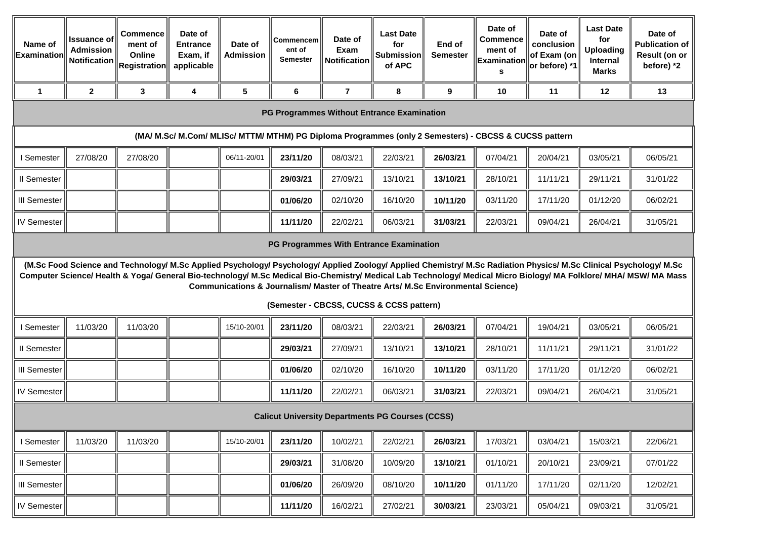| Name of Examination | Issuance of Admission Notification | Commencement of Online Registration | Date of Entrance Exam, if applicable | Date of Admission | Commencement of Semester | Date of Exam Notification | Last Date for Submission of APC | End of Semester | Date of Commencement of Examinations | Date of conclusion of Exam (on or before) *1 | Last Date for Uploading Internal Marks | Date of Publication of Result (on or before) *2 |
|---|---|---|---|---|---|---|---|---|---|---|---|---|
| 1 | 2 | 3 | 4 | 5 | 6 | 7 | 8 | 9 | 10 | 11 | 12 | 13 |
| **PG Programmes Without Entrance Examination** | | | | | | | | | | | | |
| **(MA/ M.Sc/ M.Com/ MLISc/ MTTM/ MTHM) PG Diploma Programmes (only 2 Semesters) - CBCSS & CUCSS pattern** | | | | | | | | | | | | |
| I Semester | 27/08/20 | 27/08/20 | | 06/11-20/01 | **23/11/20** | 08/03/21 | 22/03/21 | **26/03/21** | 07/04/21 | 20/04/21 | 03/05/21 | 06/05/21 |
| II Semester | | | | | **29/03/21** | 27/09/21 | 13/10/21 | **13/10/21** | 28/10/21 | 11/11/21 | 29/11/21 | 31/01/22 |
| III Semester | | | | | **01/06/20** | 02/10/20 | 16/10/20 | **10/11/20** | 03/11/20 | 17/11/20 | 01/12/20 | 06/02/21 |
| IV Semester | | | | | **11/11/20** | 22/02/21 | 06/03/21 | **31/03/21** | 22/03/21 | 09/04/21 | 26/04/21 | 31/05/21 |
| **PG Programmes With Entrance Examination** | | | | | | | | | | | | |
| **(M.Sc Food Science and Technology/ M.Sc Applied Psychology/ Psychology/ Applied Zoology/ Applied Chemistry/ M.Sc Radiation Physics/ M.Sc Clinical Psychology/ M.Sc Computer Science/ Health & Yoga/ General Bio-technology/ M.Sc Medical Bio-Chemistry/ Medical Lab Technology/ Medical Micro Biology/ MA Folklore/ MHA/ MSW/ MA Mass Communications & Journalism/ Master of Theatre Arts/ M.Sc Environmental Science) (Semester - CBCSS, CUCSS & CCSS pattern)** | | | | | | | | | | | | |
| I Semester | 11/03/20 | 11/03/20 | | 15/10-20/01 | **23/11/20** | 08/03/21 | 22/03/21 | **26/03/21** | 07/04/21 | 19/04/21 | 03/05/21 | 06/05/21 |
| II Semester | | | | | **29/03/21** | 27/09/21 | 13/10/21 | **13/10/21** | 28/10/21 | 11/11/21 | 29/11/21 | 31/01/22 |
| III Semester | | | | | **01/06/20** | 02/10/20 | 16/10/20 | **10/11/20** | 03/11/20 | 17/11/20 | 01/12/20 | 06/02/21 |
| IV Semester | | | | | **11/11/20** | 22/02/21 | 06/03/21 | **31/03/21** | 22/03/21 | 09/04/21 | 26/04/21 | 31/05/21 |
| **Calicut University Departments PG Courses (CCSS)** | | | | | | | | | | | | |
| I Semester | 11/03/20 | 11/03/20 | | 15/10-20/01 | **23/11/20** | 10/02/21 | 22/02/21 | **26/03/21** | 17/03/21 | 03/04/21 | 15/03/21 | 22/06/21 |
| II Semester | | | | | **29/03/21** | 31/08/20 | 10/09/20 | **13/10/21** | 01/10/21 | 20/10/21 | 23/09/21 | 07/01/22 |
| III Semester | | | | | **01/06/20** | 26/09/20 | 08/10/20 | **10/11/20** | 01/11/20 | 17/11/20 | 02/11/20 | 12/02/21 |
| IV Semester | | | | | **11/11/20** | 16/02/21 | 27/02/21 | **30/03/21** | 23/03/21 | 05/04/21 | 09/03/21 | 31/05/21 |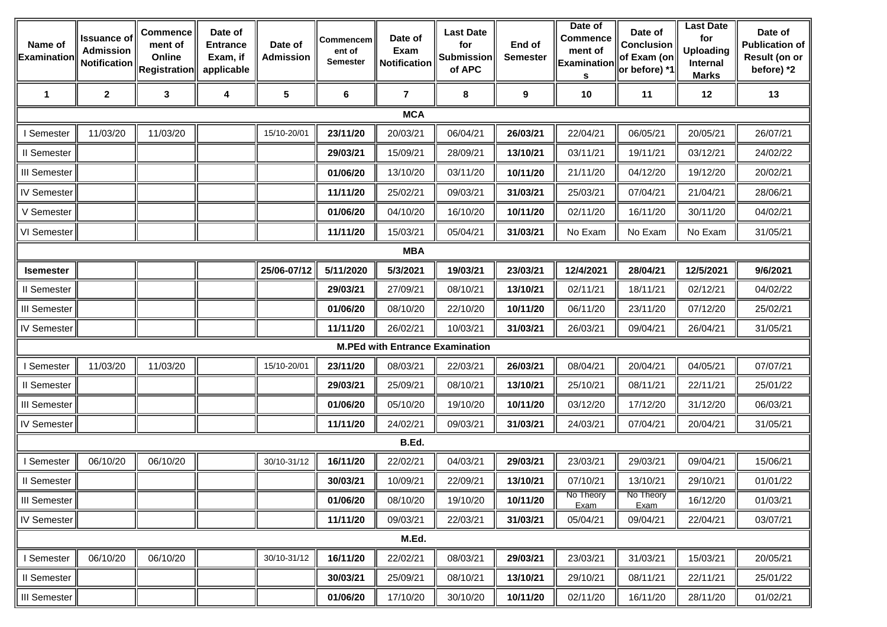| Name of Examination | Issuance of Admission Notification | Commencement of Online Registration | Date of Entrance Exam, if applicable | Date of Admission | Commencement of Semester | Date of Exam Notification | Last Date for Submission of APC | End of Semester | Date of Commencement of Examinations | Date of Conclusion of Exam (on or before) *1 | Last Date for Uploading Internal Marks | Date of Publication of Result (on or before) *2 |
|---|---|---|---|---|---|---|---|---|---|---|---|---|
| 1 | 2 | 3 | 4 | 5 | 6 | 7 | 8 | 9 | 10 | 11 | 12 | 13 |
| **MCA** | | | | | | | | | | | | |
| I Semester | 11/03/20 | 11/03/20 | | 15/10-20/01 | **23/11/20** | 20/03/21 | 06/04/21 | **26/03/21** | 22/04/21 | 06/05/21 | 20/05/21 | 26/07/21 |
| II Semester | | | | | **29/03/21** | 15/09/21 | 28/09/21 | **13/10/21** | 03/11/21 | 19/11/21 | 03/12/21 | 24/02/22 |
| III Semester | | | | | **01/06/20** | 13/10/20 | 03/11/20 | **10/11/20** | 21/11/20 | 04/12/20 | 19/12/20 | 20/02/21 |
| IV Semester | | | | | **11/11/20** | 25/02/21 | 09/03/21 | **31/03/21** | 25/03/21 | 07/04/21 | 21/04/21 | 28/06/21 |
| V Semester | | | | | **01/06/20** | 04/10/20 | 16/10/20 | **10/11/20** | 02/11/20 | 16/11/20 | 30/11/20 | 04/02/21 |
| VI Semester | | | | | **11/11/20** | 15/03/21 | 05/04/21 | **31/03/21** | No Exam | No Exam | No Exam | 31/05/21 |
| **MBA** | | | | | | | | | | | | |
| **Isemester** | | | | **25/06-07/12** | **5/11/2020** | **5/3/2021** | **19/03/21** | **23/03/21** | **12/4/2021** | **28/04/21** | **12/5/2021** | **9/6/2021** |
| II Semester | | | | | **29/03/21** | 27/09/21 | 08/10/21 | **13/10/21** | 02/11/21 | 18/11/21 | 02/12/21 | 04/02/22 |
| III Semester | | | | | **01/06/20** | 08/10/20 | 22/10/20 | **10/11/20** | 06/11/20 | 23/11/20 | 07/12/20 | 25/02/21 |
| IV Semester | | | | | **11/11/20** | 26/02/21 | 10/03/21 | **31/03/21** | 26/03/21 | 09/04/21 | 26/04/21 | 31/05/21 |
| **M.PEd with Entrance Examination** | | | | | | | | | | | | |
| I Semester | 11/03/20 | 11/03/20 | | 15/10-20/01 | **23/11/20** | 08/03/21 | 22/03/21 | **26/03/21** | 08/04/21 | 20/04/21 | 04/05/21 | 07/07/21 |
| II Semester | | | | | **29/03/21** | 25/09/21 | 08/10/21 | **13/10/21** | 25/10/21 | 08/11/21 | 22/11/21 | 25/01/22 |
| III Semester | | | | | **01/06/20** | 05/10/20 | 19/10/20 | **10/11/20** | 03/12/20 | 17/12/20 | 31/12/20 | 06/03/21 |
| IV Semester | | | | | **11/11/20** | 24/02/21 | 09/03/21 | **31/03/21** | 24/03/21 | 07/04/21 | 20/04/21 | 31/05/21 |
| **B.Ed.** | | | | | | | | | | | | |
| I Semester | 06/10/20 | 06/10/20 | | 30/10-31/12 | **16/11/20** | 22/02/21 | 04/03/21 | **29/03/21** | 23/03/21 | 29/03/21 | 09/04/21 | 15/06/21 |
| II Semester | | | | | **30/03/21** | 10/09/21 | 22/09/21 | **13/10/21** | 07/10/21 | 13/10/21 | 29/10/21 | 01/01/22 |
| III Semester | | | | | **01/06/20** | 08/10/20 | 19/10/20 | **10/11/20** | No Theory Exam | No Theory Exam | 16/12/20 | 01/03/21 |
| IV Semester | | | | | **11/11/20** | 09/03/21 | 22/03/21 | **31/03/21** | 05/04/21 | 09/04/21 | 22/04/21 | 03/07/21 |
| **M.Ed.** | | | | | | | | | | | | |
| I Semester | 06/10/20 | 06/10/20 | | 30/10-31/12 | **16/11/20** | 22/02/21 | 08/03/21 | **29/03/21** | 23/03/21 | 31/03/21 | 15/03/21 | 20/05/21 |
| II Semester | | | | | **30/03/21** | 25/09/21 | 08/10/21 | **13/10/21** | 29/10/21 | 08/11/21 | 22/11/21 | 25/01/22 |
| III Semester | | | | | **01/06/20** | 17/10/20 | 30/10/20 | **10/11/20** | 02/11/20 | 16/11/20 | 28/11/20 | 01/02/21 |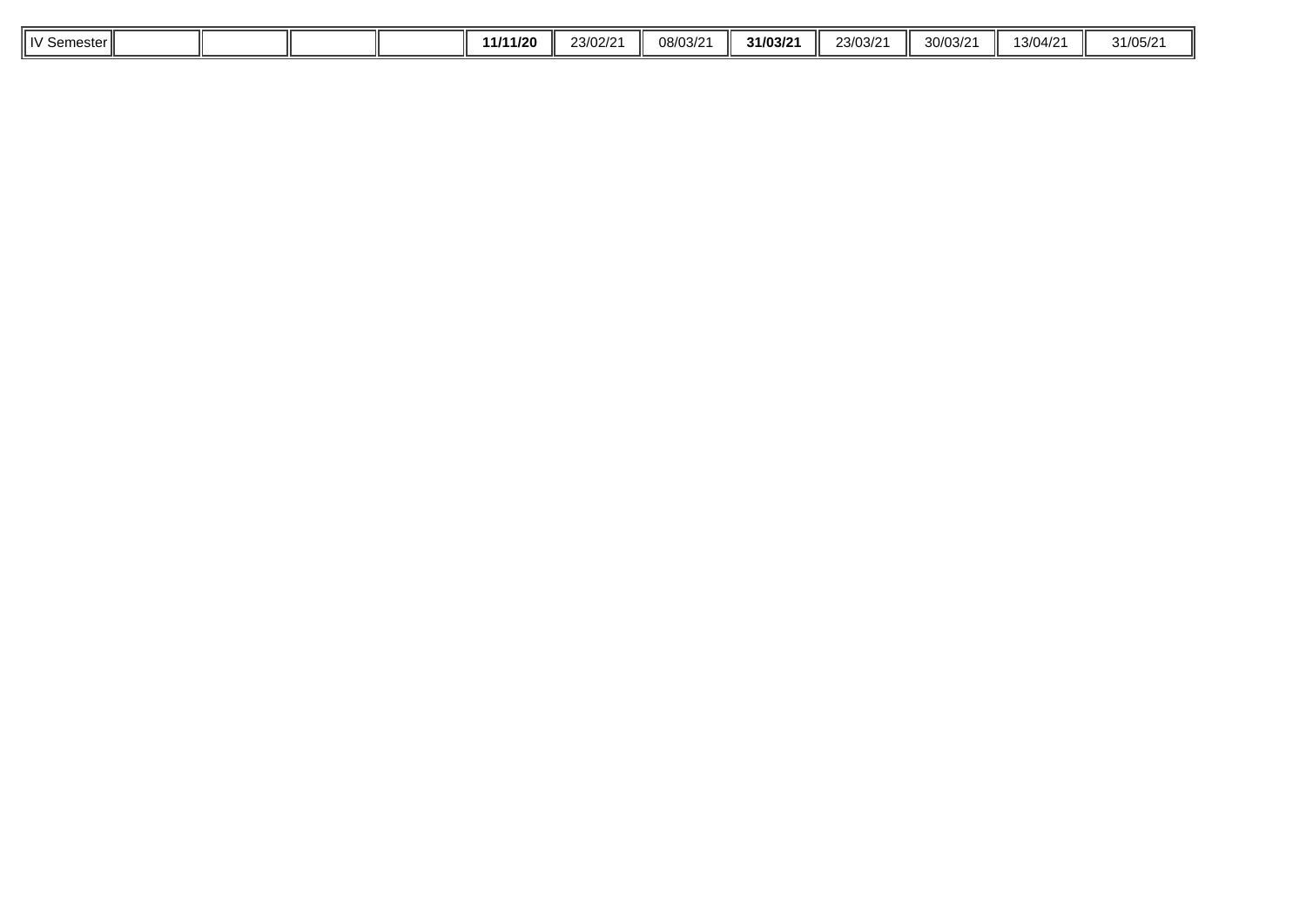| IV Semester | | | | | **11/11/20** | 23/02/21 | 08/03/21 | **31/03/21** | 23/03/21 | 30/03/21 | 13/04/21 | 31/05/21 |
|---|---|---|---|---|---|---|---|---|---|---|---|---|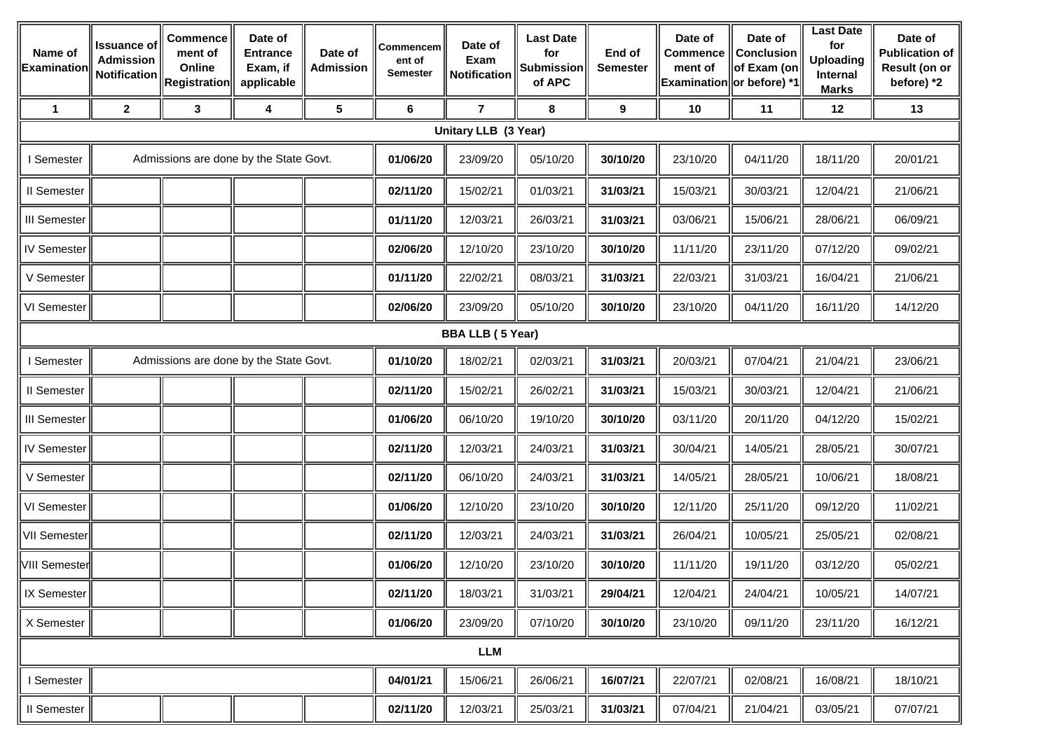| Name of Examination | Issuance of Admission Notification | Commencement of Online Registration | Date of Entrance Exam, if applicable | Date of Admission | Commencement of Semester | Date of Exam Notification | Last Date for Submission of APC | End of Semester | Date of Commencement of Examination | Date of Conclusion of Exam (on or before) *1 | Last Date for Uploading Internal Marks | Date of Publication of Result (on or before) *2 |
|---|---|---|---|---|---|---|---|---|---|---|---|---|
| 1 | 2 | 3 | 4 | 5 | 6 | 7 | 8 | 9 | 10 | 11 | 12 | 13 |
| **Unitary LLB (3 Year)** | | | | | | | | | | | | |
| I Semester | Admissions are done by the State Govt. | | | | **01/06/20** | 23/09/20 | 05/10/20 | **30/10/20** | 23/10/20 | 04/11/20 | 18/11/20 | 20/01/21 |
| II Semester | | | | | **02/11/20** | 15/02/21 | 01/03/21 | **31/03/21** | 15/03/21 | 30/03/21 | 12/04/21 | 21/06/21 |
| III Semester | | | | | **01/11/20** | 12/03/21 | 26/03/21 | **31/03/21** | 03/06/21 | 15/06/21 | 28/06/21 | 06/09/21 |
| IV Semester | | | | | **02/06/20** | 12/10/20 | 23/10/20 | **30/10/20** | 11/11/20 | 23/11/20 | 07/12/20 | 09/02/21 |
| V Semester | | | | | **01/11/20** | 22/02/21 | 08/03/21 | **31/03/21** | 22/03/21 | 31/03/21 | 16/04/21 | 21/06/21 |
| VI Semester | | | | | **02/06/20** | 23/09/20 | 05/10/20 | **30/10/20** | 23/10/20 | 04/11/20 | 16/11/20 | 14/12/20 |
| **BBA LLB ( 5 Year)** | | | | | | | | | | | | |
| I Semester | Admissions are done by the State Govt. | | | | **01/10/20** | 18/02/21 | 02/03/21 | **31/03/21** | 20/03/21 | 07/04/21 | 21/04/21 | 23/06/21 |
| II Semester | | | | | **02/11/20** | 15/02/21 | 26/02/21 | **31/03/21** | 15/03/21 | 30/03/21 | 12/04/21 | 21/06/21 |
| III Semester | | | | | **01/06/20** | 06/10/20 | 19/10/20 | **30/10/20** | 03/11/20 | 20/11/20 | 04/12/20 | 15/02/21 |
| IV Semester | | | | | **02/11/20** | 12/03/21 | 24/03/21 | **31/03/21** | 30/04/21 | 14/05/21 | 28/05/21 | 30/07/21 |
| V Semester | | | | | **02/11/20** | 06/10/20 | 24/03/21 | **31/03/21** | 14/05/21 | 28/05/21 | 10/06/21 | 18/08/21 |
| VI Semester | | | | | **01/06/20** | 12/10/20 | 23/10/20 | **30/10/20** | 12/11/20 | 25/11/20 | 09/12/20 | 11/02/21 |
| VII Semester | | | | | **02/11/20** | 12/03/21 | 24/03/21 | **31/03/21** | 26/04/21 | 10/05/21 | 25/05/21 | 02/08/21 |
| VIII Semester | | | | | **01/06/20** | 12/10/20 | 23/10/20 | **30/10/20** | 11/11/20 | 19/11/20 | 03/12/20 | 05/02/21 |
| IX Semester | | | | | **02/11/20** | 18/03/21 | 31/03/21 | **29/04/21** | 12/04/21 | 24/04/21 | 10/05/21 | 14/07/21 |
| X Semester | | | | | **01/06/20** | 23/09/20 | 07/10/20 | **30/10/20** | 23/10/20 | 09/11/20 | 23/11/20 | 16/12/21 |
| **LLM** | | | | | | | | | | | | |
| I Semester | | | | | **04/01/21** | 15/06/21 | 26/06/21 | **16/07/21** | 22/07/21 | 02/08/21 | 16/08/21 | 18/10/21 |
| II Semester | | | | | **02/11/20** | 12/03/21 | 25/03/21 | **31/03/21** | 07/04/21 | 21/04/21 | 03/05/21 | 07/07/21 |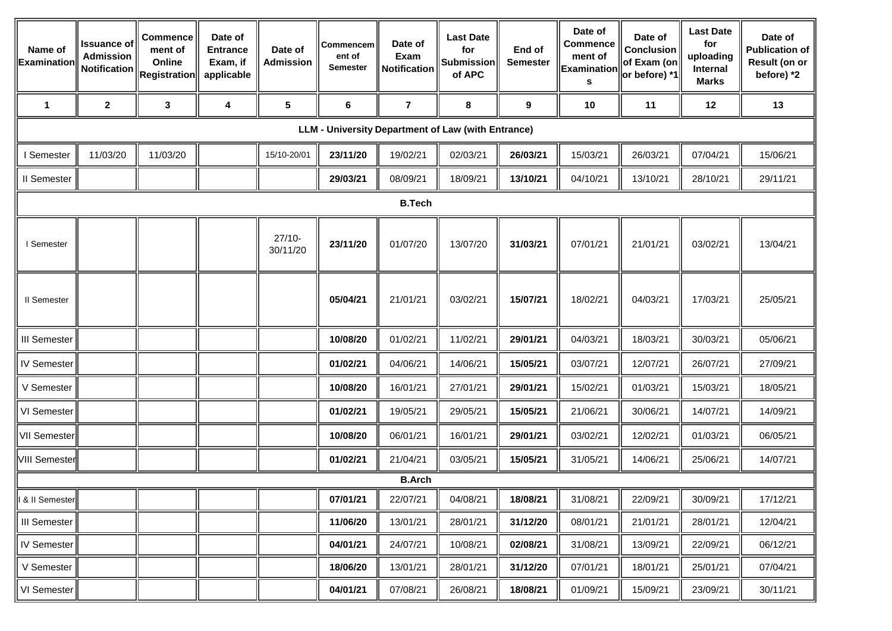| Name of Examination | Issuance of Admission Notification | Commencement of Online Registration | Date of Entrance Exam, if applicable | Date of Admission | Commencement of Semester | Date of Exam Notification | Last Date for Submission of APC | End of Semester | Date of Commencement of Examinations | Date of Conclusion of Exam (on or before) *1 | Last Date for uploading Internal Marks | Date of Publication of Result (on or before) *2 |
|---|---|---|---|---|---|---|---|---|---|---|---|---|
| 1 | 2 | 3 | 4 | 5 | 6 | 7 | 8 | 9 | 10 | 11 | 12 | 13 |
| **LLM - University Department of Law (with Entrance)** | | | | | | | | | | | | |
| I Semester | 11/03/20 | 11/03/20 | | 15/10-20/01 | **23/11/20** | 19/02/21 | 02/03/21 | **26/03/21** | 15/03/21 | 26/03/21 | 07/04/21 | 15/06/21 |
| II Semester | | | | | **29/03/21** | 08/09/21 | 18/09/21 | **13/10/21** | 04/10/21 | 13/10/21 | 28/10/21 | 29/11/21 |
| **B.Tech** | | | | | | | | | | | | |
| I Semester | | | | 27/10-30/11/20 | **23/11/20** | 01/07/20 | 13/07/20 | **31/03/21** | 07/01/21 | 21/01/21 | 03/02/21 | 13/04/21 |
| II Semester | | | | | **05/04/21** | 21/01/21 | 03/02/21 | **15/07/21** | 18/02/21 | 04/03/21 | 17/03/21 | 25/05/21 |
| III Semester | | | | | **10/08/20** | 01/02/21 | 11/02/21 | **29/01/21** | 04/03/21 | 18/03/21 | 30/03/21 | 05/06/21 |
| IV Semester | | | | | **01/02/21** | 04/06/21 | 14/06/21 | **15/05/21** | 03/07/21 | 12/07/21 | 26/07/21 | 27/09/21 |
| V Semester | | | | | **10/08/20** | 16/01/21 | 27/01/21 | **29/01/21** | 15/02/21 | 01/03/21 | 15/03/21 | 18/05/21 |
| VI Semester | | | | | **01/02/21** | 19/05/21 | 29/05/21 | **15/05/21** | 21/06/21 | 30/06/21 | 14/07/21 | 14/09/21 |
| VII Semester | | | | | **10/08/20** | 06/01/21 | 16/01/21 | **29/01/21** | 03/02/21 | 12/02/21 | 01/03/21 | 06/05/21 |
| VIII Semester | | | | | **01/02/21** | 21/04/21 | 03/05/21 | **15/05/21** | 31/05/21 | 14/06/21 | 25/06/21 | 14/07/21 |
| **B.Arch** | | | | | | | | | | | | |
| I & II Semester | | | | | **07/01/21** | 22/07/21 | 04/08/21 | **18/08/21** | 31/08/21 | 22/09/21 | 30/09/21 | 17/12/21 |
| III Semester | | | | | **11/06/20** | 13/01/21 | 28/01/21 | **31/12/20** | 08/01/21 | 21/01/21 | 28/01/21 | 12/04/21 |
| IV Semester | | | | | **04/01/21** | 24/07/21 | 10/08/21 | **02/08/21** | 31/08/21 | 13/09/21 | 22/09/21 | 06/12/21 |
| V Semester | | | | | **18/06/20** | 13/01/21 | 28/01/21 | **31/12/20** | 07/01/21 | 18/01/21 | 25/01/21 | 07/04/21 |
| VI Semester | | | | | **04/01/21** | 07/08/21 | 26/08/21 | **18/08/21** | 01/09/21 | 15/09/21 | 23/09/21 | 30/11/21 |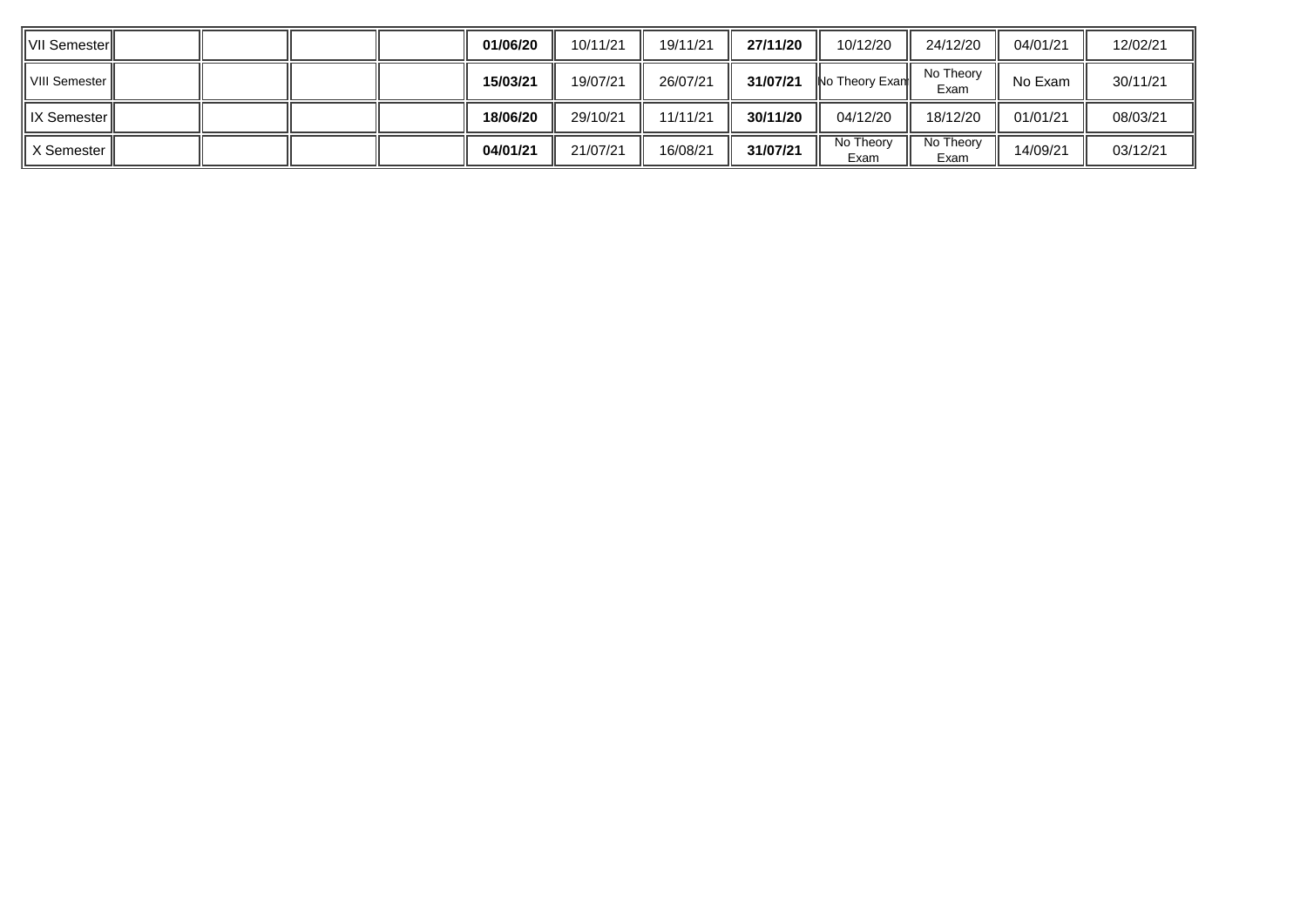| | | | | | | | | | | | | |
|---|---|---|---|---|---|---|---|---|---|---|---|---|
| VII Semester | | | | | **01/06/20** | 10/11/21 | 19/11/21 | **27/11/20** | 10/12/20 | 24/12/20 | 04/01/21 | 12/02/21 |
| VIII Semester | | | | | **15/03/21** | 19/07/21 | 26/07/21 | **31/07/21** | No Theory Exam | No Theory Exam | No Exam | 30/11/21 |
| IX Semester | | | | | **18/06/20** | 29/10/21 | 11/11/21 | **30/11/20** | 04/12/20 | 18/12/20 | 01/01/21 | 08/03/21 |
| X Semester | | | | | **04/01/21** | 21/07/21 | 16/08/21 | **31/07/21** | No Theory Exam | No Theory Exam | 14/09/21 | 03/12/21 |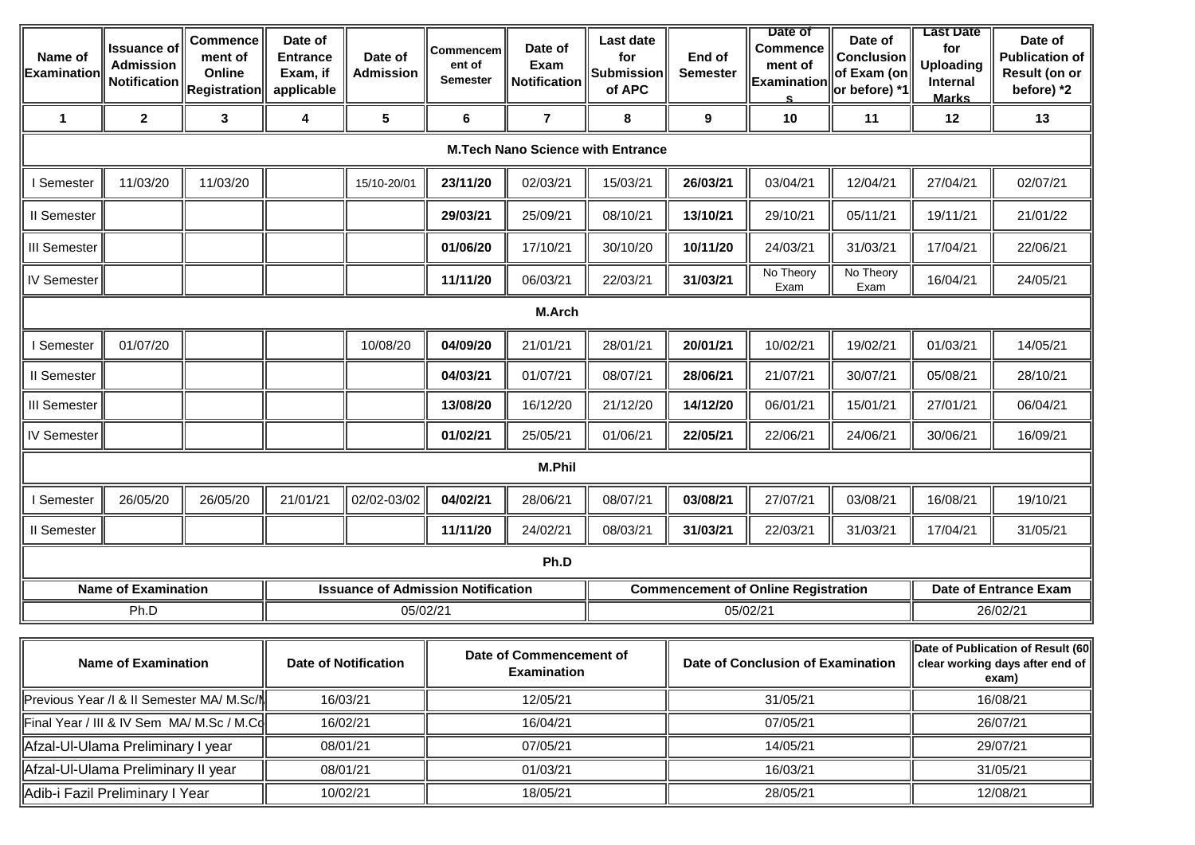| Name of Examination | Issuance of Admission Notification | Commencement of Online Registration | Date of Entrance Exam, if applicable | Date of Admission | Commencement of Semester | Date of Exam Notification | Last date for Submission of APC | End of Semester | Date of Commencement of Examinations | Date of Conclusion of Exam (on or before) *1 | Last Date for Uploading Internal Marks | Date of Publication of Result (on or before) *2 |
|---|---|---|---|---|---|---|---|---|---|---|---|---|
| 1 | 2 | 3 | 4 | 5 | 6 | 7 | 8 | 9 | 10 | 11 | 12 | 13 |
| **M.Tech Nano Science with Entrance** | | | | | | | | | | | | |
| I Semester | 11/03/20 | 11/03/20 | | 15/10-20/01 | **23/11/20** | 02/03/21 | 15/03/21 | **26/03/21** | 03/04/21 | 12/04/21 | 27/04/21 | 02/07/21 |
| II Semester | | | | | **29/03/21** | 25/09/21 | 08/10/21 | **13/10/21** | 29/10/21 | 05/11/21 | 19/11/21 | 21/01/22 |
| III Semester | | | | | **01/06/20** | 17/10/21 | 30/10/20 | **10/11/20** | 24/03/21 | 31/03/21 | 17/04/21 | 22/06/21 |
| IV Semester | | | | | **11/11/20** | 06/03/21 | 22/03/21 | **31/03/21** | No Theory Exam | No Theory Exam | 16/04/21 | 24/05/21 |
| **M.Arch** | | | | | | | | | | | | |
| I Semester | 01/07/20 | | | 10/08/20 | **04/09/20** | 21/01/21 | 28/01/21 | **20/01/21** | 10/02/21 | 19/02/21 | 01/03/21 | 14/05/21 |
| II Semester | | | | | **04/03/21** | 01/07/21 | 08/07/21 | **28/06/21** | 21/07/21 | 30/07/21 | 05/08/21 | 28/10/21 |
| III Semester | | | | | **13/08/20** | 16/12/20 | 21/12/20 | **14/12/20** | 06/01/21 | 15/01/21 | 27/01/21 | 06/04/21 |
| IV Semester | | | | | **01/02/21** | 25/05/21 | 01/06/21 | **22/05/21** | 22/06/21 | 24/06/21 | 30/06/21 | 16/09/21 |
| **M.Phil** | | | | | | | | | | | | |
| I Semester | 26/05/20 | 26/05/20 | 21/01/21 | 02/02-03/02 | **04/02/21** | 28/06/21 | 08/07/21 | **03/08/21** | 27/07/21 | 03/08/21 | 16/08/21 | 19/10/21 |
| II Semester | | | | | **11/11/20** | 24/02/21 | 08/03/21 | **31/03/21** | 22/03/21 | 31/03/21 | 17/04/21 | 31/05/21 |
| **Ph.D** | | | | | | | | | | | | |

| Name of Examination | Issuance of Admission Notification | Commencement of Online Registration | Date of Entrance Exam |
|---|---|---|---|
| Ph.D | 05/02/21 | 05/02/21 | 26/02/21 |

| Name of Examination | Date of Notification | Date of Commencement of Examination | Date of Conclusion of Examination | Date of Publication of Result (60 clear working days after end of exam) |
|---|---|---|---|---|
| Previous Year /I & II Semester MA/ M.Sc/M | 16/03/21 | 12/05/21 | 31/05/21 | 16/08/21 |
| Final Year / III & IV Sem MA/ M.Sc / M.Co | 16/02/21 | 16/04/21 | 07/05/21 | 26/07/21 |
| Afzal-Ul-Ulama Preliminary I year | 08/01/21 | 07/05/21 | 14/05/21 | 29/07/21 |
| Afzal-Ul-Ulama Preliminary II year | 08/01/21 | 01/03/21 | 16/03/21 | 31/05/21 |
| Adib-i Fazil Preliminary I Year | 10/02/21 | 18/05/21 | 28/05/21 | 12/08/21 |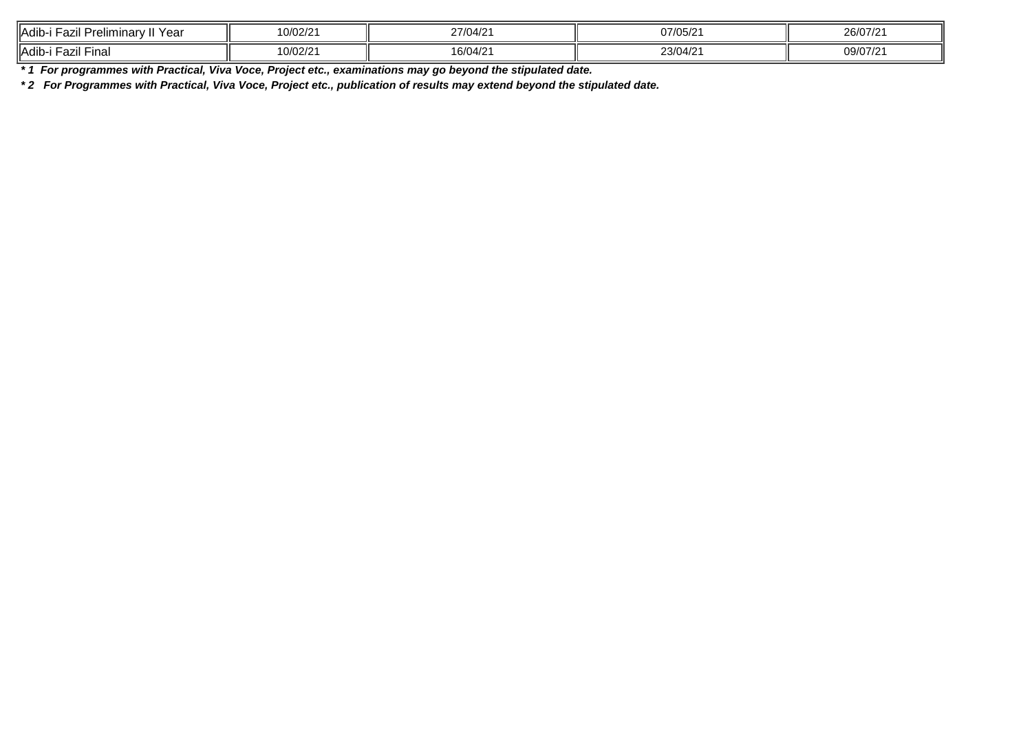| | | | | |
|---|---|---|---|---|
| Adib-i Fazil Preliminary II Year | 10/02/21 | 27/04/21 | 07/05/21 | 26/07/21 |
| Adib-i Fazil Final | 10/02/21 | 16/04/21 | 23/04/21 | 09/07/21 |

***1 For programmes with Practical, Viva Voce, Project etc., examinations may go beyond the stipulated date.***

***2 For Programmes with Practical, Viva Voce, Project etc., publication of results may extend beyond the stipulated date.***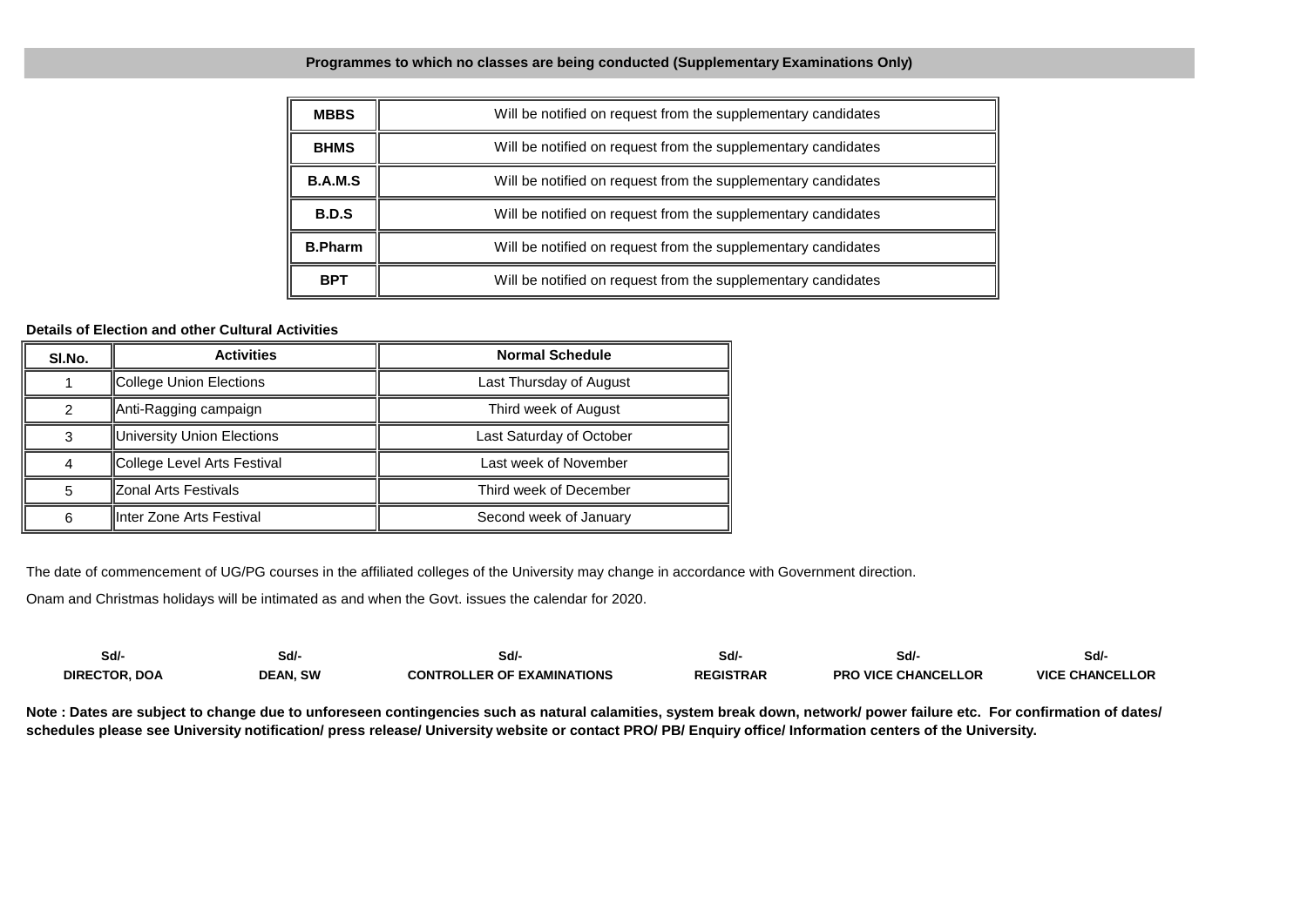**Programmes to which no classes are being conducted (Supplementary Examinations Only)**

| | |
|---|---|
| **MBBS** | Will be notified on request from the supplementary candidates |
| **BHMS** | Will be notified on request from the supplementary candidates |
| **B.A.M.S** | Will be notified on request from the supplementary candidates |
| **B.D.S** | Will be notified on request from the supplementary candidates |
| **B.Pharm** | Will be notified on request from the supplementary candidates |
| **BPT** | Will be notified on request from the supplementary candidates |

**Details of Election and other Cultural Activities**

| Sl.No. | Activities | Normal Schedule |
|---|---|---|
| 1 | College Union Elections | Last Thursday of August |
| 2 | Anti-Ragging campaign | Third week of August |
| 3 | University Union Elections | Last Saturday of October |
| 4 | College Level Arts Festival | Last week of November |
| 5 | Zonal Arts Festivals | Third week of December |
| 6 | Inter Zone Arts Festival | Second week of January |

The date of commencement of UG/PG courses in the affiliated colleges of the University may change in accordance with Government direction.

Onam and Christmas holidays will be intimated as and when the Govt. issues the calendar for 2020.

| Sd/- | Sd/- | Sd/- | Sd/- | Sd/- | Sd/- |
|---|---|---|---|---|---|
| **DIRECTOR, DOA** | **DEAN, SW** | **CONTROLLER OF EXAMINATIONS** | **REGISTRAR** | **PRO VICE CHANCELLOR** | **VICE CHANCELLOR** |

**Note : Dates are subject to change due to unforeseen contingencies such as natural calamities, system break down, network/ power failure etc. For confirmation of dates/ schedules please see University notification/ press release/ University website or contact PRO/ PB/ Enquiry office/ Information centers of the University.**